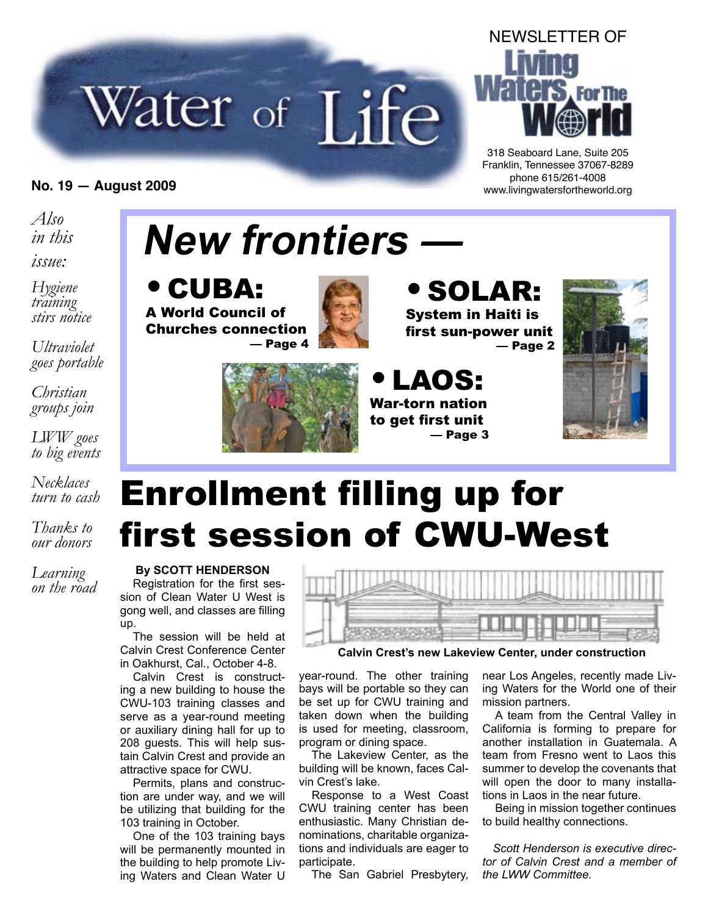# Water of Life

NEWSLETTER OF **Living Waters For The World**

318 Seaboard Lane, Suite 205
Franklin, Tennessee 37067-8289
phone 615/261-4008
www.livingwatersfortheworld.org

**No. 19 — August 2009**

*Also in this issue:*

*Hygiene training stirs notice*

*Ultraviolet goes portable*

*Christian groups join*

*LWW goes to big events*

*Necklaces turn to cash*

*Thanks to our donors*

*Learning on the road*

## *New frontiers —*

**• CUBA:** **A World Council of Churches connection** — Page 4

**• SOLAR:** **System in Haiti is first sun-power unit** — Page 2

**• LAOS:** **War-torn nation to get first unit** — Page 3

# Enrollment filling up for first session of CWU-West

**By SCOTT HENDERSON**

Registration for the first session of Clean Water U West is gong well, and classes are filling up.

The session will be held at Calvin Crest Conference Center in Oakhurst, Cal., October 4-8.

Calvin Crest is constructing a new building to house the CWU-103 training classes and serve as a year-round meeting or auxiliary dining hall for up to 208 guests. This will help sustain Calvin Crest and provide an attractive space for CWU.

Permits, plans and construction are under way, and we will be utilizing that building for the 103 training in October.

One of the 103 training bays will be permanently mounted in the building to help promote Living Waters and Clean Water U year-round. The other training bays will be portable so they can be set up for CWU training and taken down when the building is used for meeting, classroom, program or dining space.

**Calvin Crest's new Lakeview Center, under construction**

The Lakeview Center, as the building will be known, faces Calvin Crest's lake.

Response to a West Coast CWU training center has been enthusiastic. Many Christian denominations, charitable organizations and individuals are eager to participate.

The San Gabriel Presbytery, near Los Angeles, recently made Living Waters for the World one of their mission partners.

A team from the Central Valley in California is forming to prepare for another installation in Guatemala. A team from Fresno went to Laos this summer to develop the covenants that will open the door to many installations in Laos in the near future.

Being in mission together continues to build healthy connections.

*Scott Henderson is executive director of Calvin Crest and a member of the LWW Committee.*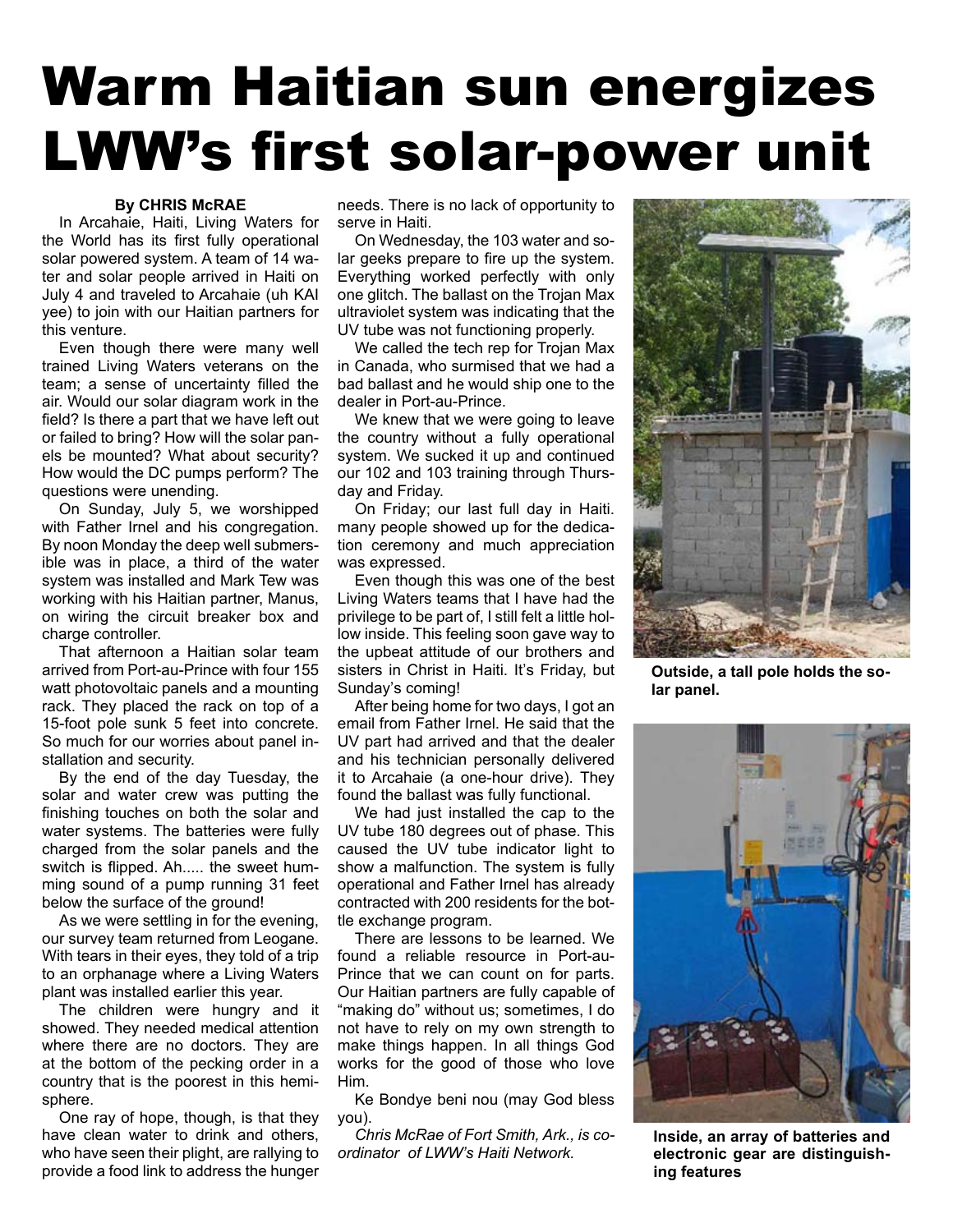# Warm Haitian sun energizes LWW's first solar-power unit

**By CHRIS McRAE**

In Arcahaie, Haiti, Living Waters for the World has its first fully operational solar powered system. A team of 14 water and solar people arrived in Haiti on July 4 and traveled to Arcahaie (uh KAI yee) to join with our Haitian partners for this venture.

Even though there were many well trained Living Waters veterans on the team; a sense of uncertainty filled the air. Would our solar diagram work in the field? Is there a part that we have left out or failed to bring? How will the solar panels be mounted? What about security? How would the DC pumps perform? The questions were unending.

On Sunday, July 5, we worshipped with Father Irnel and his congregation. By noon Monday the deep well submersible was in place, a third of the water system was installed and Mark Tew was working with his Haitian partner, Manus, on wiring the circuit breaker box and charge controller.

That afternoon a Haitian solar team arrived from Port-au-Prince with four 155 watt photovoltaic panels and a mounting rack. They placed the rack on top of a 15-foot pole sunk 5 feet into concrete. So much for our worries about panel installation and security.

By the end of the day Tuesday, the solar and water crew was putting the finishing touches on both the solar and water systems. The batteries were fully charged from the solar panels and the switch is flipped. Ah..... the sweet humming sound of a pump running 31 feet below the surface of the ground!

As we were settling in for the evening, our survey team returned from Leogane. With tears in their eyes, they told of a trip to an orphanage where a Living Waters plant was installed earlier this year.

The children were hungry and it showed. They needed medical attention where there are no doctors. They are at the bottom of the pecking order in a country that is the poorest in this hemisphere.

One ray of hope, though, is that they have clean water to drink and others, who have seen their plight, are rallying to provide a food link to address the hunger needs. There is no lack of opportunity to serve in Haiti.

On Wednesday, the 103 water and solar geeks prepare to fire up the system. Everything worked perfectly with only one glitch. The ballast on the Trojan Max ultraviolet system was indicating that the UV tube was not functioning properly.

We called the tech rep for Trojan Max in Canada, who surmised that we had a bad ballast and he would ship one to the dealer in Port-au-Prince.

We knew that we were going to leave the country without a fully operational system. We sucked it up and continued our 102 and 103 training through Thursday and Friday.

On Friday; our last full day in Haiti. many people showed up for the dedication ceremony and much appreciation was expressed.

Even though this was one of the best Living Waters teams that I have had the privilege to be part of, I still felt a little hollow inside. This feeling soon gave way to the upbeat attitude of our brothers and sisters in Christ in Haiti. It's Friday, but Sunday's coming!

After being home for two days, I got an email from Father Irnel. He said that the UV part had arrived and that the dealer and his technician personally delivered it to Arcahaie (a one-hour drive). They found the ballast was fully functional.

We had just installed the cap to the UV tube 180 degrees out of phase. This caused the UV tube indicator light to show a malfunction. The system is fully operational and Father Irnel has already contracted with 200 residents for the bottle exchange program.

There are lessons to be learned. We found a reliable resource in Port-au-Prince that we can count on for parts. Our Haitian partners are fully capable of "making do" without us; sometimes, I do not have to rely on my own strength to make things happen. In all things God works for the good of those who love Him.

Ke Bondye beni nou (may God bless you).

*Chris McRae of Fort Smith, Ark., is coordinator of LWW's Haiti Network.*

**Outside, a tall pole holds the solar panel.**

**Inside, an array of batteries and electronic gear are distinguishing features**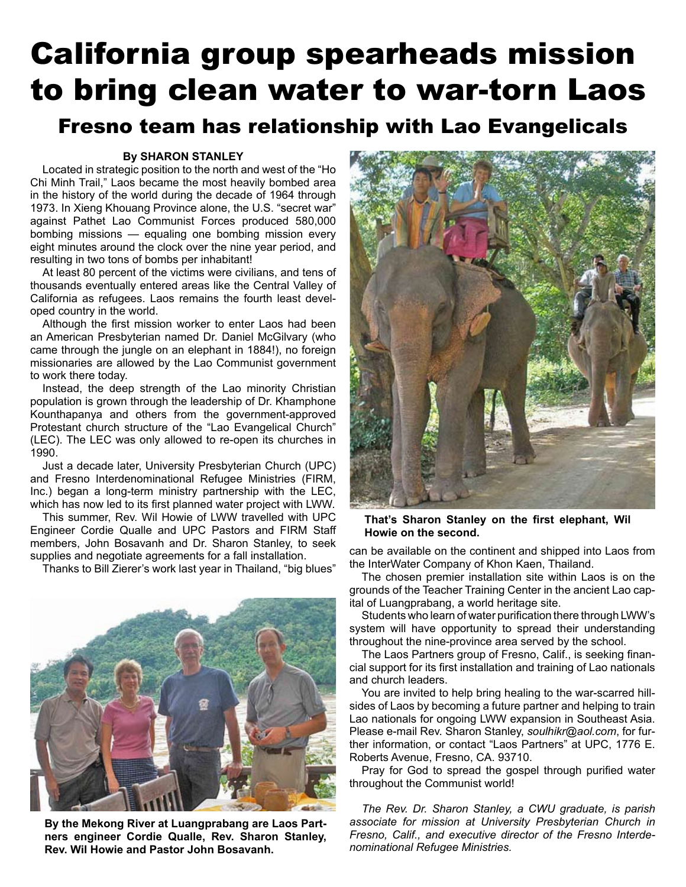# California group spearheads mission to bring clean water to war-torn Laos

## Fresno team has relationship with Lao Evangelicals

**By SHARON STANLEY**

Located in strategic position to the north and west of the "Ho Chi Minh Trail," Laos became the most heavily bombed area in the history of the world during the decade of 1964 through 1973. In Xieng Khouang Province alone, the U.S. "secret war" against Pathet Lao Communist Forces produced 580,000 bombing missions — equaling one bombing mission every eight minutes around the clock over the nine year period, and resulting in two tons of bombs per inhabitant!

At least 80 percent of the victims were civilians, and tens of thousands eventually entered areas like the Central Valley of California as refugees. Laos remains the fourth least developed country in the world.

Although the first mission worker to enter Laos had been an American Presbyterian named Dr. Daniel McGilvary (who came through the jungle on an elephant in 1884!), no foreign missionaries are allowed by the Lao Communist government to work there today.

Instead, the deep strength of the Lao minority Christian population is grown through the leadership of Dr. Khamphone Kounthapanya and others from the government-approved Protestant church structure of the "Lao Evangelical Church" (LEC). The LEC was only allowed to re-open its churches in 1990.

Just a decade later, University Presbyterian Church (UPC) and Fresno Interdenominational Refugee Ministries (FIRM, Inc.) began a long-term ministry partnership with the LEC, which has now led to its first planned water project with LWW.

This summer, Rev. Wil Howie of LWW travelled with UPC Engineer Cordie Qualle and UPC Pastors and FIRM Staff members, John Bosavanh and Dr. Sharon Stanley, to seek supplies and negotiate agreements for a fall installation.

Thanks to Bill Zierer's work last year in Thailand, "big blues" can be available on the continent and shipped into Laos from the InterWater Company of Khon Kaen, Thailand.

**That's Sharon Stanley on the first elephant, Wil Howie on the second.**

**By the Mekong River at Luangprabang are Laos Partners engineer Cordie Qualle, Rev. Sharon Stanley, Rev. Wil Howie and Pastor John Bosavanh.**

The chosen premier installation site within Laos is on the grounds of the Teacher Training Center in the ancient Lao capital of Luangprabang, a world heritage site.

Students who learn of water purification there through LWW's system will have opportunity to spread their understanding throughout the nine-province area served by the school.

The Laos Partners group of Fresno, Calif., is seeking financial support for its first installation and training of Lao nationals and church leaders.

You are invited to help bring healing to the war-scarred hillsides of Laos by becoming a future partner and helping to train Lao nationals for ongoing LWW expansion in Southeast Asia. Please e-mail Rev. Sharon Stanley, *soulhikr@aol.com*, for further information, or contact "Laos Partners" at UPC, 1776 E. Roberts Avenue, Fresno, CA. 93710.

Pray for God to spread the gospel through purified water throughout the Communist world!

*The Rev. Dr. Sharon Stanley, a CWU graduate, is parish associate for mission at University Presbyterian Church in Fresno, Calif., and executive director of the Fresno Interdenominational Refugee Ministries.*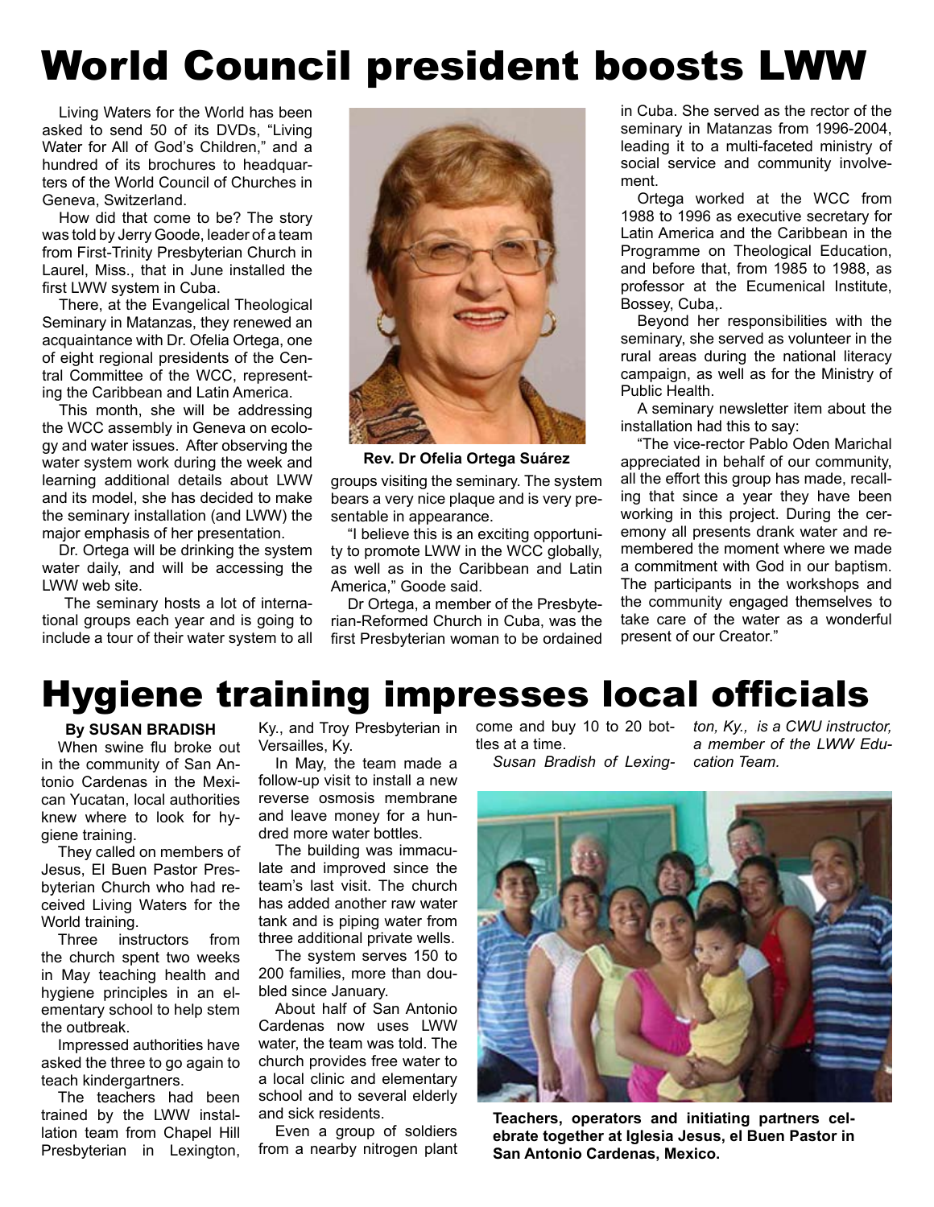# World Council president boosts LWW

Living Waters for the World has been asked to send 50 of its DVDs, "Living Water for All of God's Children," and a hundred of its brochures to headquarters of the World Council of Churches in Geneva, Switzerland.

How did that come to be? The story was told by Jerry Goode, leader of a team from First-Trinity Presbyterian Church in Laurel, Miss., that in June installed the first LWW system in Cuba.

There, at the Evangelical Theological Seminary in Matanzas, they renewed an acquaintance with Dr. Ofelia Ortega, one of eight regional presidents of the Central Committee of the WCC, representing the Caribbean and Latin America.

This month, she will be addressing the WCC assembly in Geneva on ecology and water issues. After observing the water system work during the week and learning additional details about LWW and its model, she has decided to make the seminary installation (and LWW) the major emphasis of her presentation.

Dr. Ortega will be drinking the system water daily, and will be accessing the LWW web site.

The seminary hosts a lot of international groups each year and is going to include a tour of their water system to all groups visiting the seminary. The system bears a very nice plaque and is very presentable in appearance.

**Rev. Dr Ofelia Ortega Suárez**

"I believe this is an exciting opportunity to promote LWW in the WCC globally, as well as in the Caribbean and Latin America," Goode said.

Dr Ortega, a member of the Presbyterian-Reformed Church in Cuba, was the first Presbyterian woman to be ordained in Cuba. She served as the rector of the seminary in Matanzas from 1996-2004, leading it to a multi-faceted ministry of social service and community involvement.

Ortega worked at the WCC from 1988 to 1996 as executive secretary for Latin America and the Caribbean in the Programme on Theological Education, and before that, from 1985 to 1988, as professor at the Ecumenical Institute, Bossey, Cuba,.

Beyond her responsibilities with the seminary, she served as volunteer in the rural areas during the national literacy campaign, as well as for the Ministry of Public Health.

A seminary newsletter item about the installation had this to say:

"The vice-rector Pablo Oden Marichal appreciated in behalf of our community, all the effort this group has made, recalling that since a year they have been working in this project. During the ceremony all presents drank water and remembered the moment where we made a commitment with God in our baptism. The participants in the workshops and the community engaged themselves to take care of the water as a wonderful present of our Creator."

# Hygiene training impresses local officials

**By SUSAN BRADISH**

When swine flu broke out in the community of San Antonio Cardenas in the Mexican Yucatan, local authorities knew where to look for hygiene training.

They called on members of Jesus, El Buen Pastor Presbyterian Church who had received Living Waters for the World training.

Three instructors from the church spent two weeks in May teaching health and hygiene principles in an elementary school to help stem the outbreak.

Impressed authorities have asked the three to go again to teach kindergartners.

The teachers had been trained by the LWW installation team from Chapel Hill Presbyterian in Lexington, Ky., and Troy Presbyterian in Versailles, Ky.

In May, the team made a follow-up visit to install a new reverse osmosis membrane and leave money for a hundred more water bottles.

The building was immaculate and improved since the team's last visit. The church has added another raw water tank and is piping water from three additional private wells.

The system serves 150 to 200 families, more than doubled since January.

About half of San Antonio Cardenas now uses LWW water, the team was told. The church provides free water to a local clinic and elementary school and to several elderly and sick residents.

Even a group of soldiers from a nearby nitrogen plant come and buy 10 to 20 bottles at a time.

*Susan Bradish of Lexington, Ky., is a CWU instructor, a member of the LWW Education Team.*

**Teachers, operators and initiating partners celebrate together at Iglesia Jesus, el Buen Pastor in San Antonio Cardenas, Mexico.**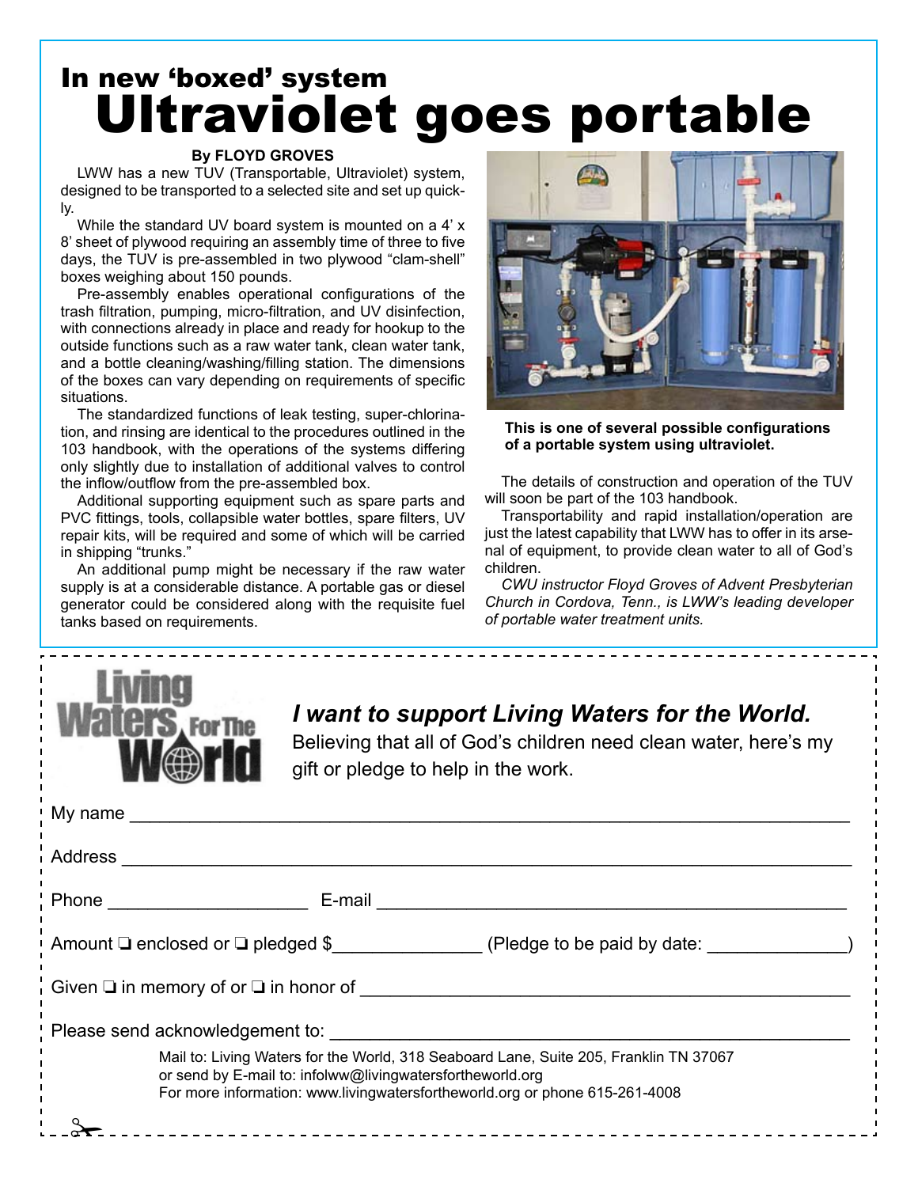## In new 'boxed' system

# Ultraviolet goes portable

**By FLOYD GROVES**

LWW has a new TUV (Transportable, Ultraviolet) system, designed to be transported to a selected site and set up quickly.

While the standard UV board system is mounted on a 4' x 8' sheet of plywood requiring an assembly time of three to five days, the TUV is pre-assembled in two plywood "clam-shell" boxes weighing about 150 pounds.

Pre-assembly enables operational configurations of the trash filtration, pumping, micro-filtration, and UV disinfection, with connections already in place and ready for hookup to the outside functions such as a raw water tank, clean water tank, and a bottle cleaning/washing/filling station. The dimensions of the boxes can vary depending on requirements of specific situations.

The standardized functions of leak testing, super-chlorination, and rinsing are identical to the procedures outlined in the 103 handbook, with the operations of the systems differing only slightly due to installation of additional valves to control the inflow/outflow from the pre-assembled box.

Additional supporting equipment such as spare parts and PVC fittings, tools, collapsible water bottles, spare filters, UV repair kits, will be required and some of which will be carried in shipping "trunks."

An additional pump might be necessary if the raw water supply is at a considerable distance. A portable gas or diesel generator could be considered along with the requisite fuel tanks based on requirements.

**This is one of several possible configurations of a portable system using ultraviolet.**

The details of construction and operation of the TUV will soon be part of the 103 handbook.

Transportability and rapid installation/operation are just the latest capability that LWW has to offer in its arsenal of equipment, to provide clean water to all of God's children.

*CWU instructor Floyd Groves of Advent Presbyterian Church in Cordova, Tenn., is LWW's leading developer of portable water treatment units.*

---

Living Waters For The World

***I want to support Living Waters for the World.***

Believing that all of God's children need clean water, here's my gift or pledge to help in the work.

My name ____________________________________________

Address ____________________________________________

Phone ____________________ E-mail ______________________________

Amount ❑ enclosed or ❑ pledged $______________ (Pledge to be paid by date: _____________)

Given ❑ in memory of or ❑ in honor of ______________________________

Please send acknowledgement to: ______________________________

Mail to: Living Waters for the World, 318 Seaboard Lane, Suite 205, Franklin TN 37067
or send by E-mail to: infolww@livingwatersfortheworld.org
For more information: www.livingwatersfortheworld.org or phone 615-261-4008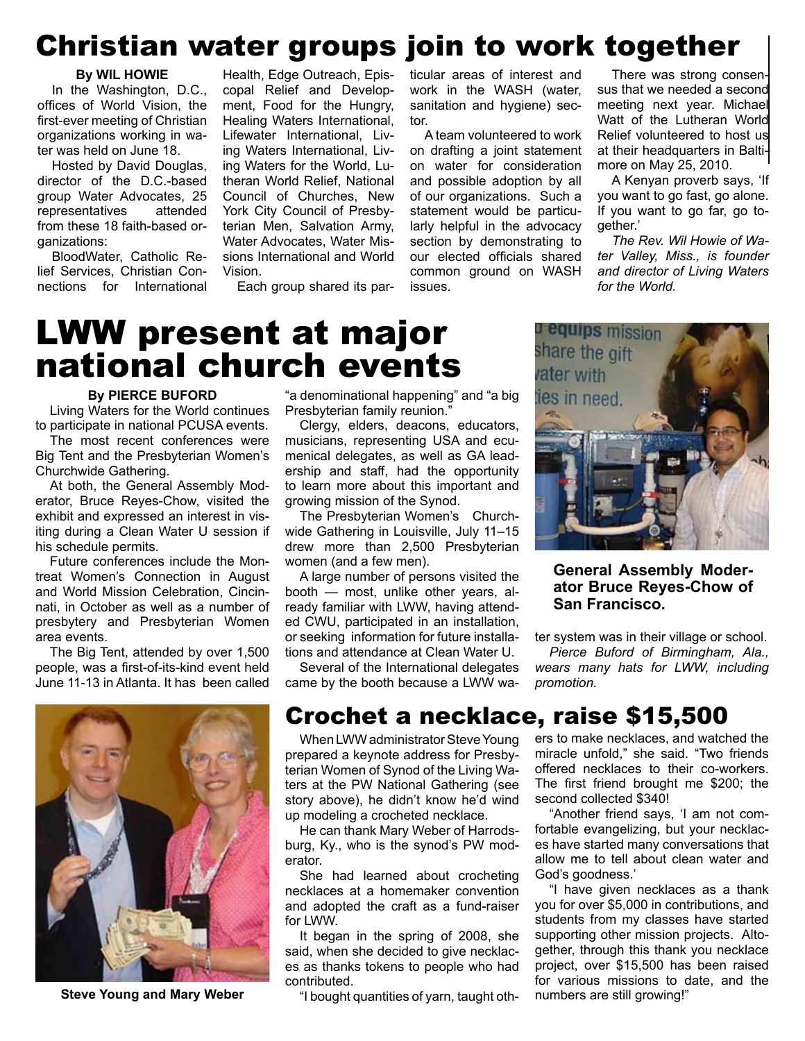# Christian water groups join to work together

**By WIL HOWIE**

In the Washington, D.C., offices of World Vision, the first-ever meeting of Christian organizations working in water was held on June 18.

Hosted by David Douglas, director of the D.C.-based group Water Advocates, 25 representatives attended from these 18 faith-based organizations:

BloodWater, Catholic Relief Services, Christian Connections for International Health, Edge Outreach, Episcopal Relief and Development, Food for the Hungry, Healing Waters International, Lifewater International, Living Waters International, Living Waters for the World, Lutheran World Relief, National Council of Churches, New York City Council of Presbyterian Men, Salvation Army, Water Advocates, Water Missions International and World Vision.

Each group shared its particular areas of interest and work in the WASH (water, sanitation and hygiene) sector.

A team volunteered to work on drafting a joint statement on water for consideration and possible adoption by all of our organizations. Such a statement would be particularly helpful in the advocacy section by demonstrating to our elected officials shared common ground on WASH issues.

There was strong consensus that we needed a second meeting next year. Michael Watt of the Lutheran World Relief volunteered to host us at their headquarters in Baltimore on May 25, 2010.

A Kenyan proverb says, 'If you want to go fast, go alone. If you want to go far, go together.'

*The Rev. Wil Howie of Water Valley, Miss., is founder and director of Living Waters for the World.*

# LWW present at major national church events

**By PIERCE BUFORD**

Living Waters for the World continues to participate in national PCUSA events.

The most recent conferences were Big Tent and the Presbyterian Women's Churchwide Gathering.

At both, the General Assembly Moderator, Bruce Reyes-Chow, visited the exhibit and expressed an interest in visiting during a Clean Water U session if his schedule permits.

Future conferences include the Montreat Women's Connection in August and World Mission Celebration, Cincinnati, in October as well as a number of presbytery and Presbyterian Women area events.

The Big Tent, attended by over 1,500 people, was a first-of-its-kind event held June 11-13 in Atlanta. It has been called "a denominational happening" and "a big Presbyterian family reunion."

Clergy, elders, deacons, educators, musicians, representing USA and ecumenical delegates, as well as GA leadership and staff, had the opportunity to learn more about this important and growing mission of the Synod.

The Presbyterian Women's Churchwide Gathering in Louisville, July 11–15 drew more than 2,500 Presbyterian women (and a few men).

A large number of persons visited the booth — most, unlike other years, already familiar with LWW, having attended CWU, participated in an installation, or seeking information for future installations and attendance at Clean Water U.

Several of the International delegates came by the booth because a LWW water system was in their village or school.

*Pierce Buford of Birmingham, Ala., wears many hats for LWW, including promotion.*

**General Assembly Moderator Bruce Reyes-Chow of San Francisco.**

# Crochet a necklace, raise $15,500

When LWW administrator Steve Young prepared a keynote address for Presbyterian Women of Synod of the Living Waters at the PW National Gathering (see story above), he didn't know he'd wind up modeling a crocheted necklace.

He can thank Mary Weber of Harrodsburg, Ky., who is the synod's PW moderator.

She had learned about crocheting necklaces at a homemaker convention and adopted the craft as a fund-raiser for LWW.

It began in the spring of 2008, she said, when she decided to give necklaces as thanks tokens to people who had contributed.

"I bought quantities of yarn, taught others to make necklaces, and watched the miracle unfold," she said. "Two friends offered necklaces to their co-workers. The first friend brought me $200; the second collected $340!

"Another friend says, 'I am not comfortable evangelizing, but your necklaces have started many conversations that allow me to tell about clean water and God's goodness.'

"I have given necklaces as a thank you for over $5,000 in contributions, and students from my classes have started supporting other mission projects. Altogether, through this thank you necklace project, over $15,500 has been raised for various missions to date, and the numbers are still growing!"

**Steve Young and Mary Weber**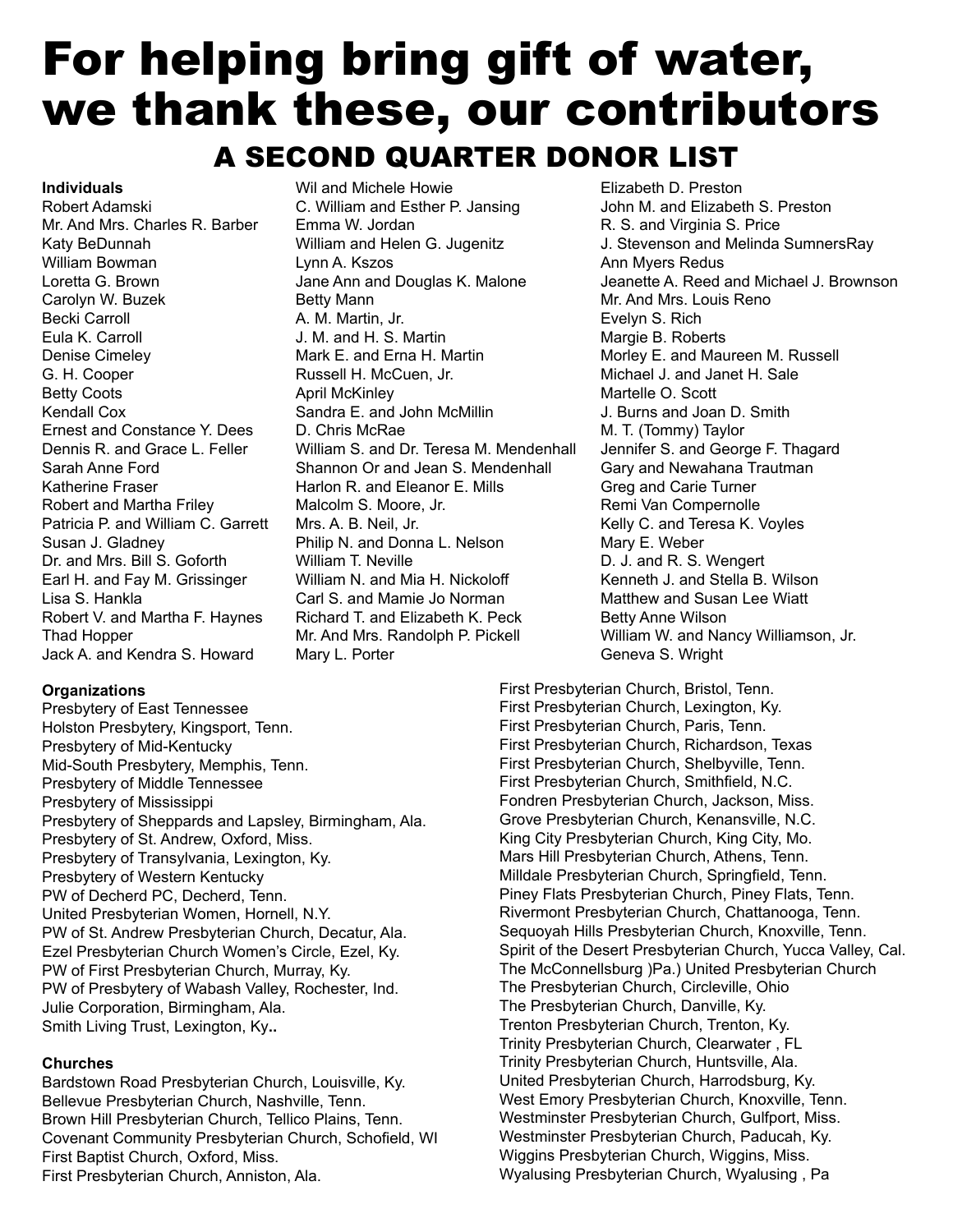# For helping bring gift of water, we thank these, our contributors

## A SECOND QUARTER DONOR LIST

**Individuals**

Robert Adamski
Mr. And Mrs. Charles R. Barber
Katy BeDunnah
William Bowman
Loretta G. Brown
Carolyn W. Buzek
Becki Carroll
Eula K. Carroll
Denise Cimeley
G. H. Cooper
Betty Coots
Kendall Cox
Ernest and Constance Y. Dees
Dennis R. and Grace L. Feller
Sarah Anne Ford
Katherine Fraser
Robert and Martha Friley
Patricia P. and William C. Garrett
Susan J. Gladney
Dr. and Mrs. Bill S. Goforth
Earl H. and Fay M. Grissinger
Lisa S. Hankla
Robert V. and Martha F. Haynes
Thad Hopper
Jack A. and Kendra S. Howard
Wil and Michele Howie
C. William and Esther P. Jansing
Emma W. Jordan
William and Helen G. Jugenitz
Lynn A. Kszos
Jane Ann and Douglas K. Malone
Betty Mann
A. M. Martin, Jr.
J. M. and H. S. Martin
Mark E. and Erna H. Martin
Russell H. McCuen, Jr.
April McKinley
Sandra E. and John McMillin
D. Chris McRae
William S. and Dr. Teresa M. Mendenhall
Shannon Or and Jean S. Mendenhall
Harlon R. and Eleanor E. Mills
Malcolm S. Moore, Jr.
Mrs. A. B. Neil, Jr.
Philip N. and Donna L. Nelson
William T. Neville
William N. and Mia H. Nickoloff
Carl S. and Mamie Jo Norman
Richard T. and Elizabeth K. Peck
Mr. And Mrs. Randolph P. Pickell
Mary L. Porter
Elizabeth D. Preston
John M. and Elizabeth S. Preston
R. S. and Virginia S. Price
J. Stevenson and Melinda SumnersRay
Ann Myers Redus
Jeanette A. Reed and Michael J. Brownson
Mr. And Mrs. Louis Reno
Evelyn S. Rich
Margie B. Roberts
Morley E. and Maureen M. Russell
Michael J. and Janet H. Sale
Martelle O. Scott
J. Burns and Joan D. Smith
M. T. (Tommy) Taylor
Jennifer S. and George F. Thagard
Gary and Newahana Trautman
Greg and Carie Turner
Remi Van Compernolle
Kelly C. and Teresa K. Voyles
Mary E. Weber
D. J. and R. S. Wengert
Kenneth J. and Stella B. Wilson
Matthew and Susan Lee Wiatt
Betty Anne Wilson
William W. and Nancy Williamson, Jr.
Geneva S. Wright

**Organizations**

Presbytery of East Tennessee
Holston Presbytery, Kingsport, Tenn.
Presbytery of Mid-Kentucky
Mid-South Presbytery, Memphis, Tenn.
Presbytery of Middle Tennessee
Presbytery of Mississippi
Presbytery of Sheppards and Lapsley, Birmingham, Ala.
Presbytery of St. Andrew, Oxford, Miss.
Presbytery of Transylvania, Lexington, Ky.
Presbytery of Western Kentucky
PW of Decherd PC, Decherd, Tenn.
United Presbyterian Women, Hornell, N.Y.
PW of St. Andrew Presbyterian Church, Decatur, Ala.
Ezel Presbyterian Church Women's Circle, Ezel, Ky.
PW of First Presbyterian Church, Murray, Ky.
PW of Presbytery of Wabash Valley, Rochester, Ind.
Julie Corporation, Birmingham, Ala.
Smith Living Trust, Lexington, Ky..

**Churches**

Bardstown Road Presbyterian Church, Louisville, Ky.
Bellevue Presbyterian Church, Nashville, Tenn.
Brown Hill Presbyterian Church, Tellico Plains, Tenn.
Covenant Community Presbyterian Church, Schofield, WI
First Baptist Church, Oxford, Miss.
First Presbyterian Church, Anniston, Ala.
First Presbyterian Church, Bristol, Tenn.
First Presbyterian Church, Lexington, Ky.
First Presbyterian Church, Paris, Tenn.
First Presbyterian Church, Richardson, Texas
First Presbyterian Church, Shelbyville, Tenn.
First Presbyterian Church, Smithfield, N.C.
Fondren Presbyterian Church, Jackson, Miss.
Grove Presbyterian Church, Kenansville, N.C.
King City Presbyterian Church, King City, Mo.
Mars Hill Presbyterian Church, Athens, Tenn.
Milldale Presbyterian Church, Springfield, Tenn.
Piney Flats Presbyterian Church, Piney Flats, Tenn.
Rivermont Presbyterian Church, Chattanooga, Tenn.
Sequoyah Hills Presbyterian Church, Knoxville, Tenn.
Spirit of the Desert Presbyterian Church, Yucca Valley, Cal.
The McConnellsburg )Pa.) United Presbyterian Church
The Presbyterian Church, Circleville, Ohio
The Presbyterian Church, Danville, Ky.
Trenton Presbyterian Church, Trenton, Ky.
Trinity Presbyterian Church, Clearwater , FL
Trinity Presbyterian Church, Huntsville, Ala.
United Presbyterian Church, Harrodsburg, Ky.
West Emory Presbyterian Church, Knoxville, Tenn.
Westminster Presbyterian Church, Gulfport, Miss.
Westminster Presbyterian Church, Paducah, Ky.
Wiggins Presbyterian Church, Wiggins, Miss.
Wyalusing Presbyterian Church, Wyalusing , Pa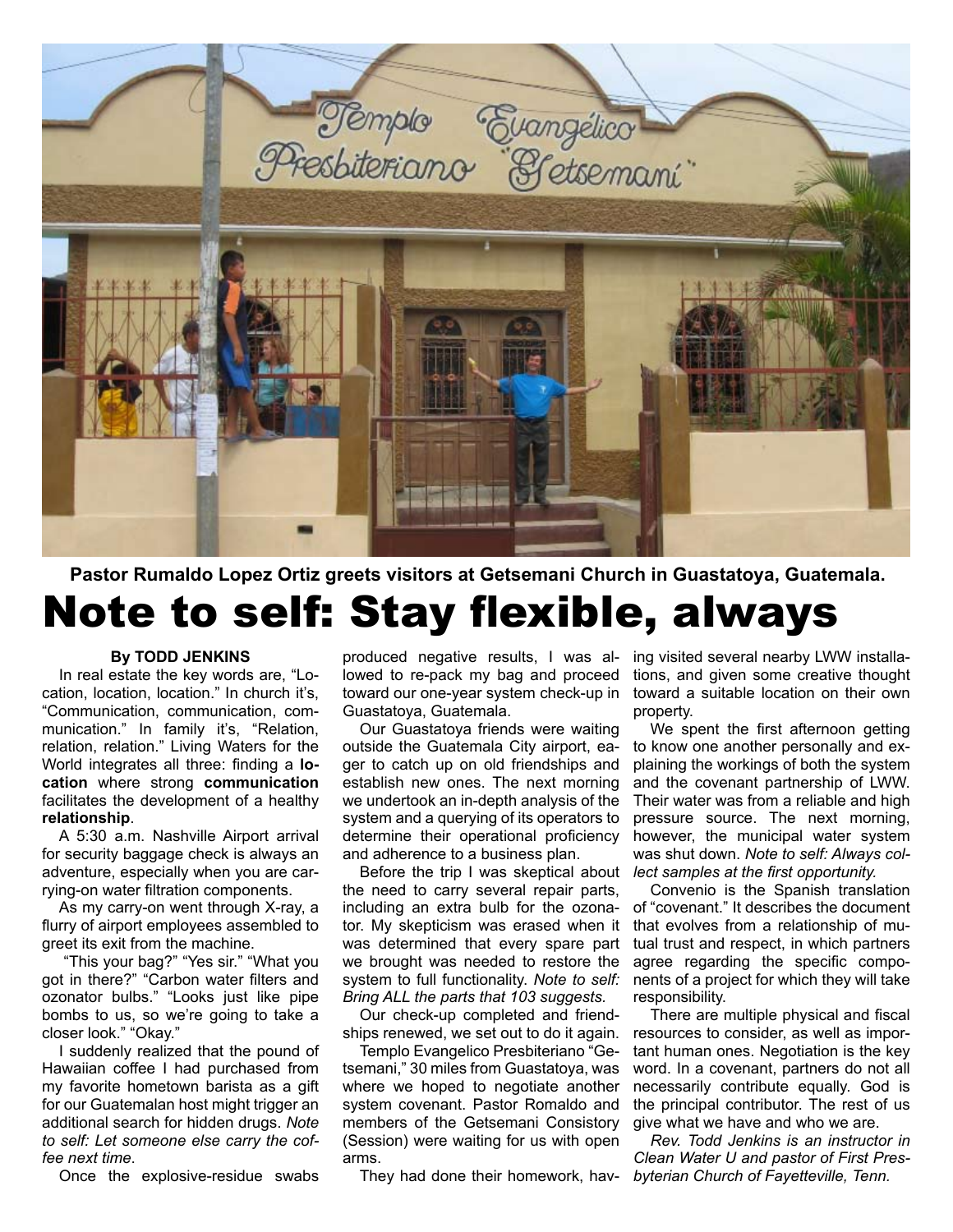**Pastor Rumaldo Lopez Ortiz greets visitors at Getsemani Church in Guastatoya, Guatemala.**

# Note to self: Stay flexible, always

**By TODD JENKINS**

In real estate the key words are, "Location, location, location." In church it's, "Communication, communication, communication." In family it's, "Relation, relation, relation." Living Waters for the World integrates all three: finding a **location** where strong **communication** facilitates the development of a healthy **relationship**.

A 5:30 a.m. Nashville Airport arrival for security baggage check is always an adventure, especially when you are carrying-on water filtration components.

As my carry-on went through X-ray, a flurry of airport employees assembled to greet its exit from the machine.

"This your bag?" "Yes sir." "What you got in there?" "Carbon water filters and ozonator bulbs." "Looks just like pipe bombs to us, so we're going to take a closer look." "Okay."

I suddenly realized that the pound of Hawaiian coffee I had purchased from my favorite hometown barista as a gift for our Guatemalan host might trigger an additional search for hidden drugs. *Note to self: Let someone else carry the coffee next time*.

Once the explosive-residue swabs produced negative results, I was allowed to re-pack my bag and proceed toward our one-year system check-up in Guastatoya, Guatemala.

Our Guastatoya friends were waiting outside the Guatemala City airport, eager to catch up on old friendships and establish new ones. The next morning we undertook an in-depth analysis of the system and a querying of its operators to determine their operational proficiency and adherence to a business plan.

Before the trip I was skeptical about the need to carry several repair parts, including an extra bulb for the ozonator. My skepticism was erased when it was determined that every spare part we brought was needed to restore the system to full functionality. *Note to self: Bring ALL the parts that 103 suggests.*

Our check-up completed and friendships renewed, we set out to do it again.

Templo Evangelico Presbiteriano "Getsemani," 30 miles from Guastatoya, was where we hoped to negotiate another system covenant. Pastor Romaldo and members of the Getsemani Consistory (Session) were waiting for us with open arms.

They had done their homework, having visited several nearby LWW installations, and given some creative thought toward a suitable location on their own property.

We spent the first afternoon getting to know one another personally and explaining the workings of both the system and the covenant partnership of LWW. Their water was from a reliable and high pressure source. The next morning, however, the municipal water system was shut down. *Note to self: Always collect samples at the first opportunity.*

Convenio is the Spanish translation of "covenant." It describes the document that evolves from a relationship of mutual trust and respect, in which partners agree regarding the specific components of a project for which they will take responsibility.

There are multiple physical and fiscal resources to consider, as well as important human ones. Negotiation is the key word. In a covenant, partners do not all necessarily contribute equally. God is the principal contributor. The rest of us give what we have and who we are.

*Rev. Todd Jenkins is an instructor in Clean Water U and pastor of First Presbyterian Church of Fayetteville, Tenn.*